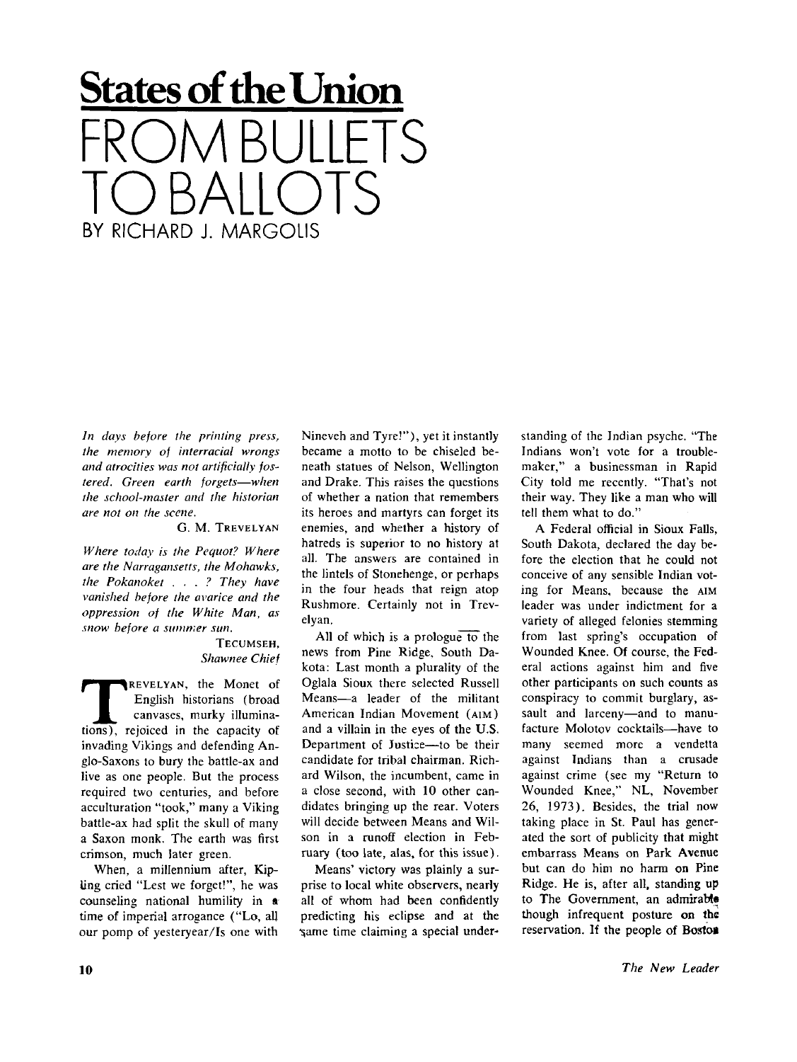# States of the Union

# FROM BULLETS TO BALLOTS

BY RICHARD J. MARGOLIS

*In days before the printing press, the memory of interracial wrongs and atrocities was not artificially fostered. Green earth forgets—when the school-master and the historian are not on the scene.*

G. M. TREVELYAN

*Where today is the Pequot? Where are the Narragansetts, the Mohawks, the Pokanoket . . . ? They have vanished before the avarice and the oppression of the White Man, as snow before a summer sun.*

TECUMSEH,
*Shawnee Chief*

TREVELYAN, the Monet of English historians (broad canvases, murky illuminations), rejoiced in the capacity of invading Vikings and defending Anglo-Saxons to bury the battle-ax and live as one people. But the process required two centuries, and before acculturation "took," many a Viking battle-ax had split the skull of many a Saxon monk. The earth was first crimson, much later green.

When, a millennium after, Kipling cried "Lest we forget!", he was counseling national humility in a time of imperial arrogance ("Lo, all our pomp of yesteryear/Is one with Nineveh and Tyre!"), yet it instantly became a motto to be chiseled beneath statues of Nelson, Wellington and Drake. This raises the questions of whether a nation that remembers its heroes and martyrs can forget its enemies, and whether a history of hatreds is superior to no history at all. The answers are contained in the lintels of Stonehenge, or perhaps in the four heads that reign atop Rushmore. Certainly not in Trevelyan.

All of which is a prologue to the news from Pine Ridge, South Dakota: Last month a plurality of the Oglala Sioux there selected Russell Means—a leader of the militant American Indian Movement (AIM) and a villain in the eyes of the U.S. Department of Justice—to be their candidate for tribal chairman. Richard Wilson, the incumbent, came in a close second, with 10 other candidates bringing up the rear. Voters will decide between Means and Wilson in a runoff election in February (too late, alas, for this issue).

Means' victory was plainly a surprise to local white observers, nearly all of whom had been confidently predicting his eclipse and at the same time claiming a special understanding of the Indian psyche. "The Indians won't vote for a troublemaker," a businessman in Rapid City told me recently. "That's not their way. They like a man who will tell them what to do."

A Federal official in Sioux Falls, South Dakota, declared the day before the election that he could not conceive of any sensible Indian voting for Means, because the AIM leader was under indictment for a variety of alleged felonies stemming from last spring's occupation of Wounded Knee. Of course, the Federal actions against him and five other participants on such counts as conspiracy to commit burglary, assault and larceny—and to manufacture Molotov cocktails—have to many seemed more a vendetta against Indians than a crusade against crime (see my "Return to Wounded Knee," NL, November 26, 1973). Besides, the trial now taking place in St. Paul has generated the sort of publicity that might embarrass Means on Park Avenue but can do him no harm on Pine Ridge. He is, after all, standing up to The Government, an admirable though infrequent posture on the reservation. If the people of Boston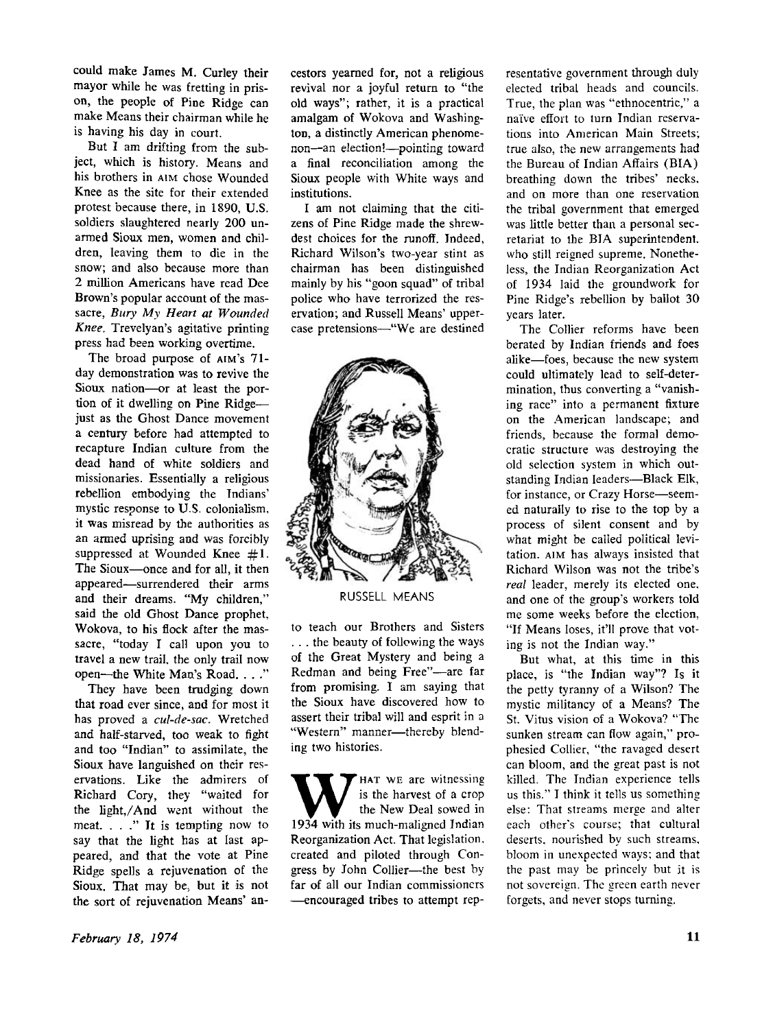could make James M. Curley their mayor while he was fretting in prison, the people of Pine Ridge can make Means their chairman while he is having his day in court.

But I am drifting from the subject, which is history. Means and his brothers in AIM chose Wounded Knee as the site for their extended protest because there, in 1890, U.S. soldiers slaughtered nearly 200 unarmed Sioux men, women and children, leaving them to die in the snow; and also because more than 2 million Americans have read Dee Brown's popular account of the massacre, *Bury My Heart at Wounded Knee.* Trevelyan's agitative printing press had been working overtime.

The broad purpose of AIM's 71-day demonstration was to revive the Sioux nation—or at least the portion of it dwelling on Pine Ridge—just as the Ghost Dance movement a century before had attempted to recapture Indian culture from the dead hand of white soldiers and missionaries. Essentially a religious rebellion embodying the Indians' mystic response to U.S. colonialism, it was misread by the authorities as an armed uprising and was forcibly suppressed at Wounded Knee #1. The Sioux—once and for all, it then appeared—surrendered their arms and their dreams. "My children," said the old Ghost Dance prophet, Wokova, to his flock after the massacre, "today I call upon you to travel a new trail, the only trail now open—the White Man's Road. . . ."

They have been trudging down that road ever since, and for most it has proved a *cul-de-sac.* Wretched and half-starved, too weak to fight and too "Indian" to assimilate, the Sioux have languished on their reservations. Like the admirers of Richard Cory, they "waited for the light,/And went without the meat. . . ." It is tempting now to say that the light has at last appeared, and that the vote at Pine Ridge spells a rejuvenation of the Sioux. That may be, but it is not the sort of rejuvenation Means' ancestors yearned for, not a religious revival nor a joyful return to "the old ways"; rather, it is a practical amalgam of Wokova and Washington, a distinctly American phenomenon—an election!—pointing toward a final reconciliation among the Sioux people with White ways and institutions.

I am not claiming that the citizens of Pine Ridge made the shrewdest choices for the runoff. Indeed, Richard Wilson's two-year stint as chairman has been distinguished mainly by his "goon squad" of tribal police who have terrorized the reservation; and Russell Means' uppercase pretensions—"We are destined to teach our Brothers and Sisters . . . the beauty of following the ways of the Great Mystery and being a Redman and being Free"—are far from promising. I am saying that the Sioux have discovered how to assert their tribal will and esprit in a "Western" manner—thereby blending two histories.

RUSSELL MEANS

What we are witnessing is the harvest of a crop the New Deal sowed in 1934 with its much-maligned Indian Reorganization Act. That legislation, created and piloted through Congress by John Collier—the best by far of all our Indian commissioners—encouraged tribes to attempt representative government through duly elected tribal heads and councils. True, the plan was "ethnocentric," a naïve effort to turn Indian reservations into American Main Streets; true also, the new arrangements had the Bureau of Indian Affairs (BIA) breathing down the tribes' necks, and on more than one reservation the tribal government that emerged was little better than a personal secretariat to the BIA superintendent, who still reigned supreme. Nonetheless, the Indian Reorganization Act of 1934 laid the groundwork for Pine Ridge's rebellion by ballot 30 years later.

The Collier reforms have been berated by Indian friends and foes alike—foes, because the new system could ultimately lead to self-determination, thus converting a "vanishing race" into a permanent fixture on the American landscape; and friends, because the formal democratic structure was destroying the old selection system in which outstanding Indian leaders—Black Elk, for instance, or Crazy Horse—seemed naturally to rise to the top by a process of silent consent and by what might be called political levitation. AIM has always insisted that Richard Wilson was not the tribe's *real* leader, merely its elected one, and one of the group's workers told me some weeks before the election, "If Means loses, it'll prove that voting is not the Indian way."

But what, at this time in this place, is "the Indian way"? Is it the petty tyranny of a Wilson? The mystic militancy of a Means? The St. Vitus vision of a Wokova? "The sunken stream can flow again," prophesied Collier, "the ravaged desert can bloom, and the great past is not killed. The Indian experience tells us this." I think it tells us something else: That streams merge and alter each other's course; that cultural deserts, nourished by such streams, bloom in unexpected ways; and that the past may be princely but it is not sovereign. The green earth never forgets, and never stops turning.